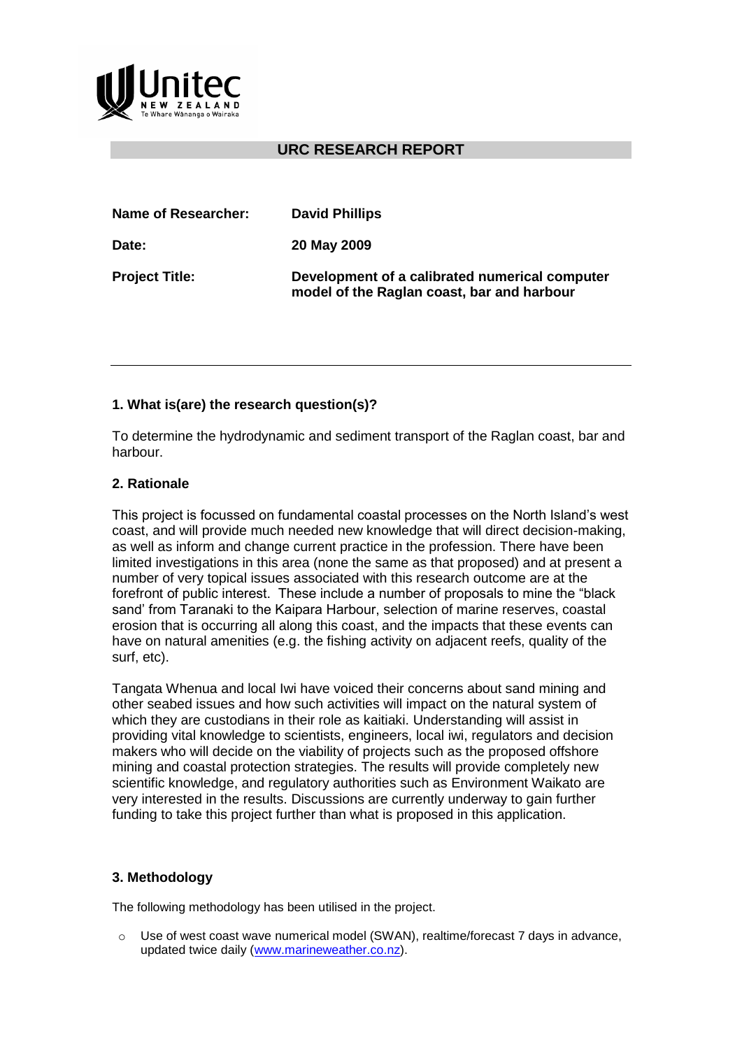## URC RESEARCH REPORT

| | |
|---|---|
| **Name of Researcher:** | **David Phillips** |
| **Date:** | **20 May 2009** |
| **Project Title:** | **Development of a calibrated numerical computer model of the Raglan coast, bar and harbour** |

---

### 1. What is(are) the research question(s)?

To determine the hydrodynamic and sediment transport of the Raglan coast, bar and harbour.

### 2. Rationale

This project is focussed on fundamental coastal processes on the North Island's west coast, and will provide much needed new knowledge that will direct decision-making, as well as inform and change current practice in the profession. There have been limited investigations in this area (none the same as that proposed) and at present a number of very topical issues associated with this research outcome are at the forefront of public interest. These include a number of proposals to mine the "black sand' from Taranaki to the Kaipara Harbour, selection of marine reserves, coastal erosion that is occurring all along this coast, and the impacts that these events can have on natural amenities (e.g. the fishing activity on adjacent reefs, quality of the surf, etc).

Tangata Whenua and local Iwi have voiced their concerns about sand mining and other seabed issues and how such activities will impact on the natural system of which they are custodians in their role as kaitiaki. Understanding will assist in providing vital knowledge to scientists, engineers, local iwi, regulators and decision makers who will decide on the viability of projects such as the proposed offshore mining and coastal protection strategies. The results will provide completely new scientific knowledge, and regulatory authorities such as Environment Waikato are very interested in the results. Discussions are currently underway to gain further funding to take this project further than what is proposed in this application.

### 3. Methodology

The following methodology has been utilised in the project.

- Use of west coast wave numerical model (SWAN), realtime/forecast 7 days in advance, updated twice daily (www.marineweather.co.nz).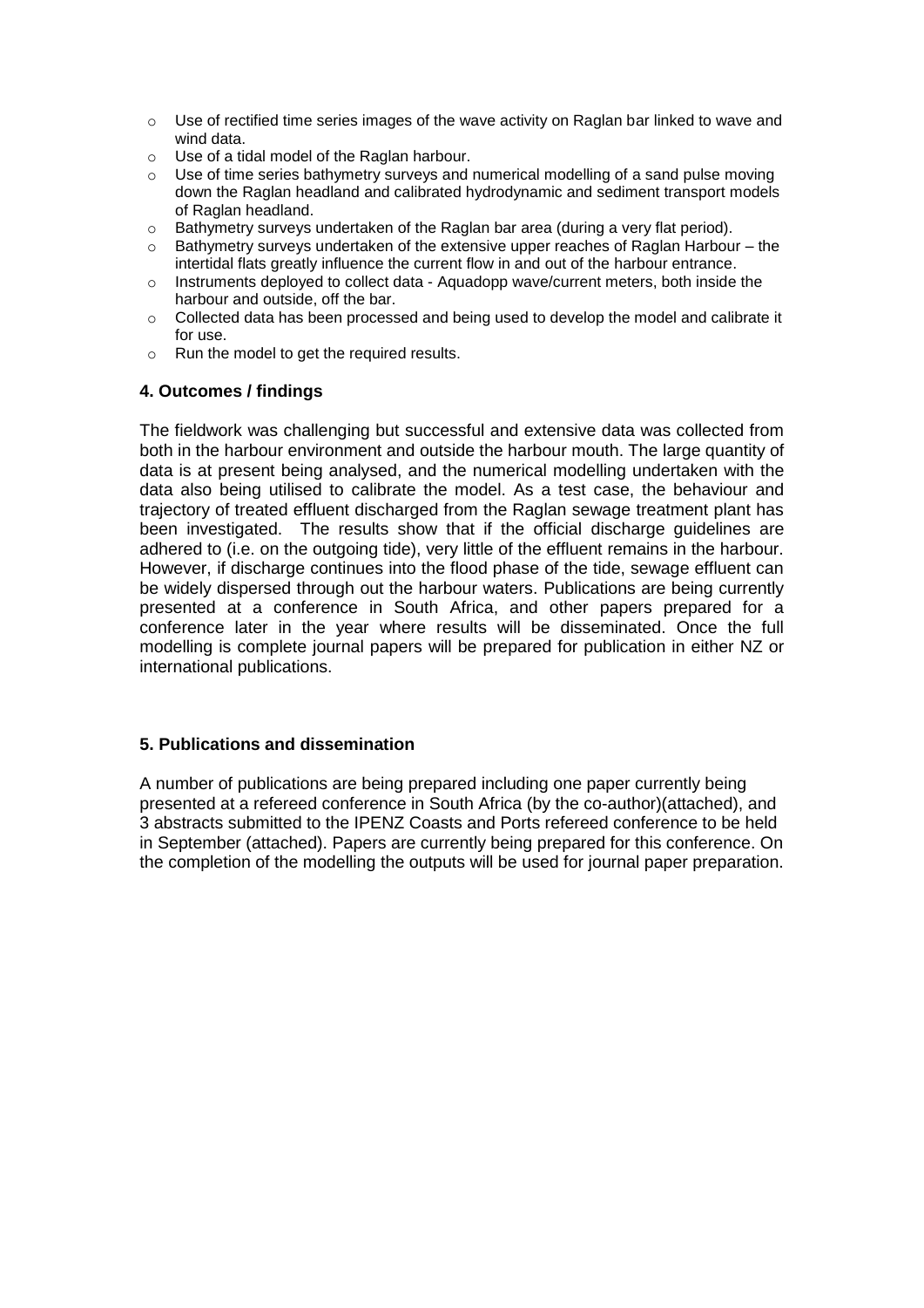- Use of rectified time series images of the wave activity on Raglan bar linked to wave and wind data.
- Use of a tidal model of the Raglan harbour.
- Use of time series bathymetry surveys and numerical modelling of a sand pulse moving down the Raglan headland and calibrated hydrodynamic and sediment transport models of Raglan headland.
- Bathymetry surveys undertaken of the Raglan bar area (during a very flat period).
- Bathymetry surveys undertaken of the extensive upper reaches of Raglan Harbour – the intertidal flats greatly influence the current flow in and out of the harbour entrance.
- Instruments deployed to collect data - Aquadopp wave/current meters, both inside the harbour and outside, off the bar.
- Collected data has been processed and being used to develop the model and calibrate it for use.
- Run the model to get the required results.

## 4. Outcomes / findings

The fieldwork was challenging but successful and extensive data was collected from both in the harbour environment and outside the harbour mouth. The large quantity of data is at present being analysed, and the numerical modelling undertaken with the data also being utilised to calibrate the model. As a test case, the behaviour and trajectory of treated effluent discharged from the Raglan sewage treatment plant has been investigated. The results show that if the official discharge guidelines are adhered to (i.e. on the outgoing tide), very little of the effluent remains in the harbour. However, if discharge continues into the flood phase of the tide, sewage effluent can be widely dispersed through out the harbour waters. Publications are being currently presented at a conference in South Africa, and other papers prepared for a conference later in the year where results will be disseminated. Once the full modelling is complete journal papers will be prepared for publication in either NZ or international publications.

## 5. Publications and dissemination

A number of publications are being prepared including one paper currently being presented at a refereed conference in South Africa (by the co-author)(attached), and 3 abstracts submitted to the IPENZ Coasts and Ports refereed conference to be held in September (attached). Papers are currently being prepared for this conference. On the completion of the modelling the outputs will be used for journal paper preparation.